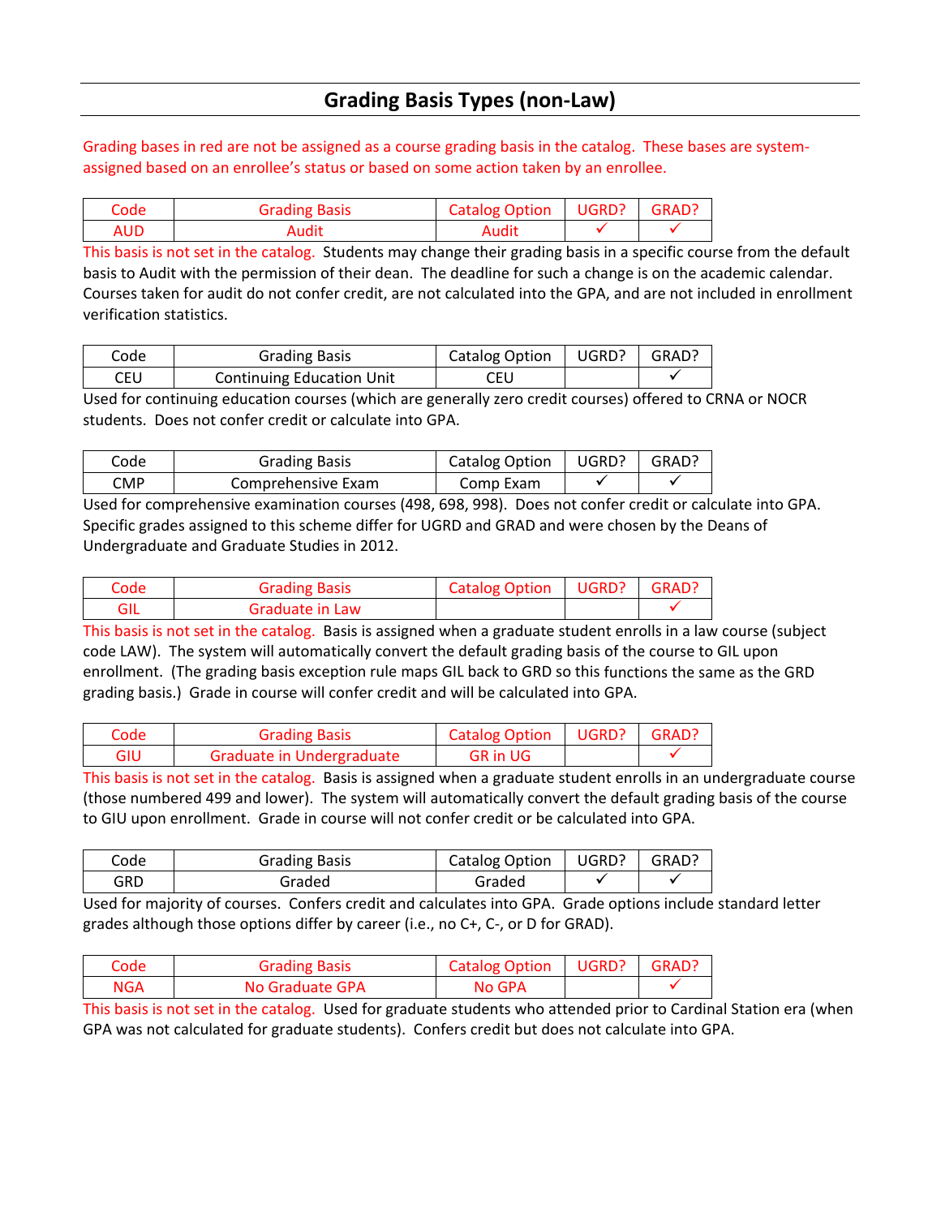## Grading Basis Types (non-Law)

Grading bases in red are not be assigned as a course grading basis in the catalog. These bases are system-assigned based on an enrollee's status or based on some action taken by an enrollee.

| Code | Grading Basis | Catalog Option | UGRD? | GRAD? |
|---|---|---|---|---|
| AUD | Audit | Audit | ✓ | ✓ |

This basis is not set in the catalog. Students may change their grading basis in a specific course from the default basis to Audit with the permission of their dean. The deadline for such a change is on the academic calendar. Courses taken for audit do not confer credit, are not calculated into the GPA, and are not included in enrollment verification statistics.

| Code | Grading Basis | Catalog Option | UGRD? | GRAD? |
|---|---|---|---|---|
| CEU | Continuing Education Unit | CEU | | ✓ |

Used for continuing education courses (which are generally zero credit courses) offered to CRNA or NOCR students. Does not confer credit or calculate into GPA.

| Code | Grading Basis | Catalog Option | UGRD? | GRAD? |
|---|---|---|---|---|
| CMP | Comprehensive Exam | Comp Exam | ✓ | ✓ |

Used for comprehensive examination courses (498, 698, 998). Does not confer credit or calculate into GPA. Specific grades assigned to this scheme differ for UGRD and GRAD and were chosen by the Deans of Undergraduate and Graduate Studies in 2012.

| Code | Grading Basis | Catalog Option | UGRD? | GRAD? |
|---|---|---|---|---|
| GIL | Graduate in Law | | | ✓ |

This basis is not set in the catalog. Basis is assigned when a graduate student enrolls in a law course (subject code LAW). The system will automatically convert the default grading basis of the course to GIL upon enrollment. (The grading basis exception rule maps GIL back to GRD so this functions the same as the GRD grading basis.) Grade in course will confer credit and will be calculated into GPA.

| Code | Grading Basis | Catalog Option | UGRD? | GRAD? |
|---|---|---|---|---|
| GIU | Graduate in Undergraduate | GR in UG | | ✓ |

This basis is not set in the catalog. Basis is assigned when a graduate student enrolls in an undergraduate course (those numbered 499 and lower). The system will automatically convert the default grading basis of the course to GIU upon enrollment. Grade in course will not confer credit or be calculated into GPA.

| Code | Grading Basis | Catalog Option | UGRD? | GRAD? |
|---|---|---|---|---|
| GRD | Graded | Graded | ✓ | ✓ |

Used for majority of courses. Confers credit and calculates into GPA. Grade options include standard letter grades although those options differ by career (i.e., no C+, C-, or D for GRAD).

| Code | Grading Basis | Catalog Option | UGRD? | GRAD? |
|---|---|---|---|---|
| NGA | No Graduate GPA | No GPA | | ✓ |

This basis is not set in the catalog. Used for graduate students who attended prior to Cardinal Station era (when GPA was not calculated for graduate students). Confers credit but does not calculate into GPA.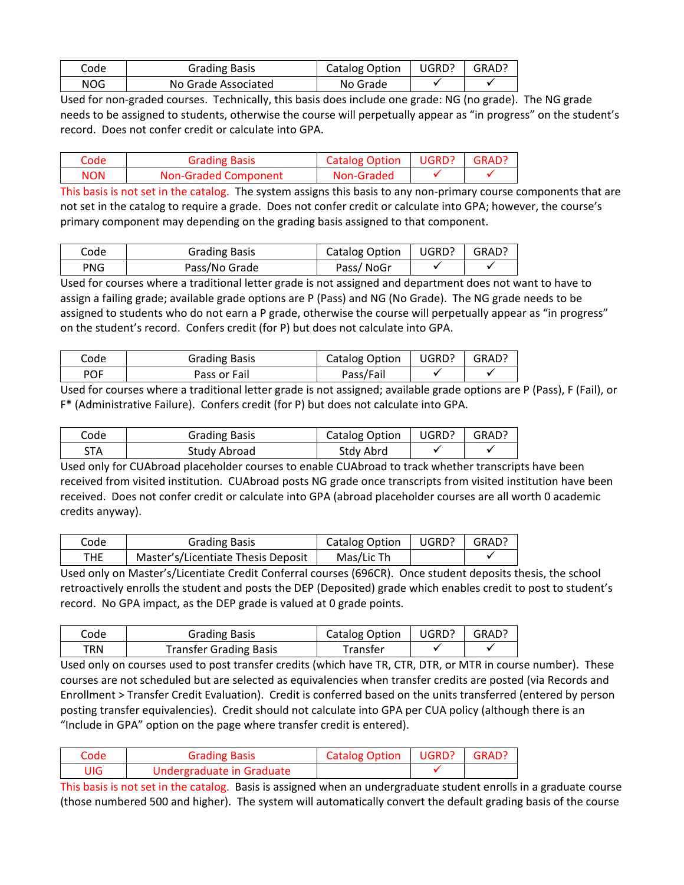| Code | Grading Basis | Catalog Option | UGRD? | GRAD? |
|---|---|---|---|---|
| NOG | No Grade Associated | No Grade | ✓ | ✓ |

Used for non-graded courses. Technically, this basis does include one grade: NG (no grade). The NG grade needs to be assigned to students, otherwise the course will perpetually appear as "in progress" on the student's record. Does not confer credit or calculate into GPA.

| Code | Grading Basis | Catalog Option | UGRD? | GRAD? |
|---|---|---|---|---|
| NON | Non-Graded Component | Non-Graded | ✓ | ✓ |

This basis is not set in the catalog. The system assigns this basis to any non-primary course components that are not set in the catalog to require a grade. Does not confer credit or calculate into GPA; however, the course's primary component may depending on the grading basis assigned to that component.

| Code | Grading Basis | Catalog Option | UGRD? | GRAD? |
|---|---|---|---|---|
| PNG | Pass/No Grade | Pass/ NoGr | ✓ | ✓ |

Used for courses where a traditional letter grade is not assigned and department does not want to have to assign a failing grade; available grade options are P (Pass) and NG (No Grade). The NG grade needs to be assigned to students who do not earn a P grade, otherwise the course will perpetually appear as "in progress" on the student's record. Confers credit (for P) but does not calculate into GPA.

| Code | Grading Basis | Catalog Option | UGRD? | GRAD? |
|---|---|---|---|---|
| POF | Pass or Fail | Pass/Fail | ✓ | ✓ |

Used for courses where a traditional letter grade is not assigned; available grade options are P (Pass), F (Fail), or F* (Administrative Failure). Confers credit (for P) but does not calculate into GPA.

| Code | Grading Basis | Catalog Option | UGRD? | GRAD? |
|---|---|---|---|---|
| STA | Study Abroad | Stdy Abrd | ✓ | ✓ |

Used only for CUAbroad placeholder courses to enable CUAbroad to track whether transcripts have been received from visited institution. CUAbroad posts NG grade once transcripts from visited institution have been received. Does not confer credit or calculate into GPA (abroad placeholder courses are all worth 0 academic credits anyway).

| Code | Grading Basis | Catalog Option | UGRD? | GRAD? |
|---|---|---|---|---|
| THE | Master's/Licentiate Thesis Deposit | Mas/Lic Th | | ✓ |

Used only on Master's/Licentiate Credit Conferral courses (696CR). Once student deposits thesis, the school retroactively enrolls the student and posts the DEP (Deposited) grade which enables credit to post to student's record. No GPA impact, as the DEP grade is valued at 0 grade points.

| Code | Grading Basis | Catalog Option | UGRD? | GRAD? |
|---|---|---|---|---|
| TRN | Transfer Grading Basis | Transfer | ✓ | ✓ |

Used only on courses used to post transfer credits (which have TR, CTR, DTR, or MTR in course number). These courses are not scheduled but are selected as equivalencies when transfer credits are posted (via Records and Enrollment > Transfer Credit Evaluation). Credit is conferred based on the units transferred (entered by person posting transfer equivalencies). Credit should not calculate into GPA per CUA policy (although there is an "Include in GPA" option on the page where transfer credit is entered).

| Code | Grading Basis | Catalog Option | UGRD? | GRAD? |
|---|---|---|---|---|
| UIG | Undergraduate in Graduate | | ✓ | |

This basis is not set in the catalog. Basis is assigned when an undergraduate student enrolls in a graduate course (those numbered 500 and higher). The system will automatically convert the default grading basis of the course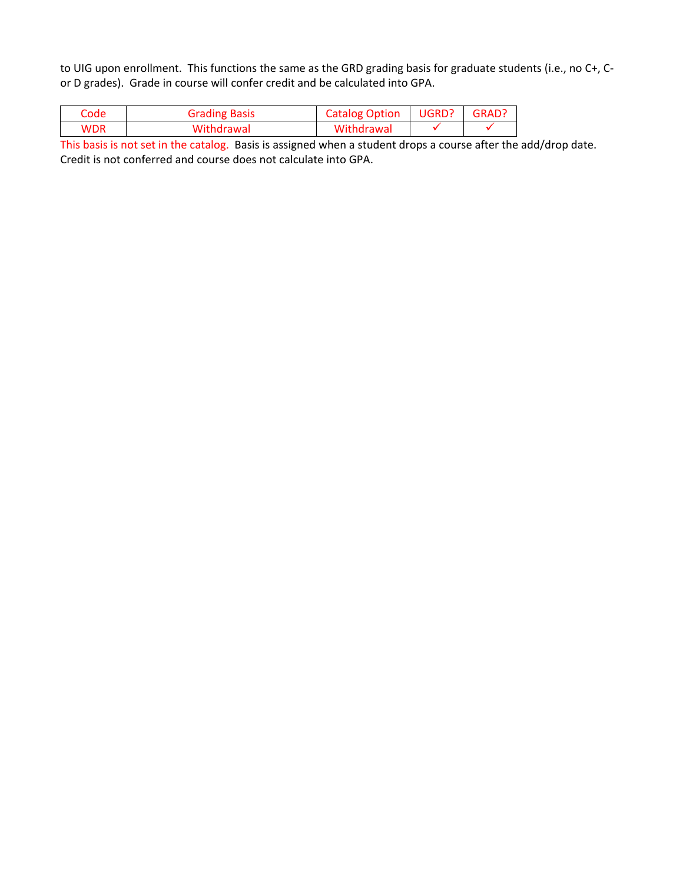to UIG upon enrollment. This functions the same as the GRD grading basis for graduate students (i.e., no C+, C- or D grades). Grade in course will confer credit and be calculated into GPA.

| Code | Grading Basis | Catalog Option | UGRD? | GRAD? |
|---|---|---|---|---|
| WDR | Withdrawal | Withdrawal | ✓ | ✓ |

This basis is not set in the catalog. Basis is assigned when a student drops a course after the add/drop date. Credit is not conferred and course does not calculate into GPA.